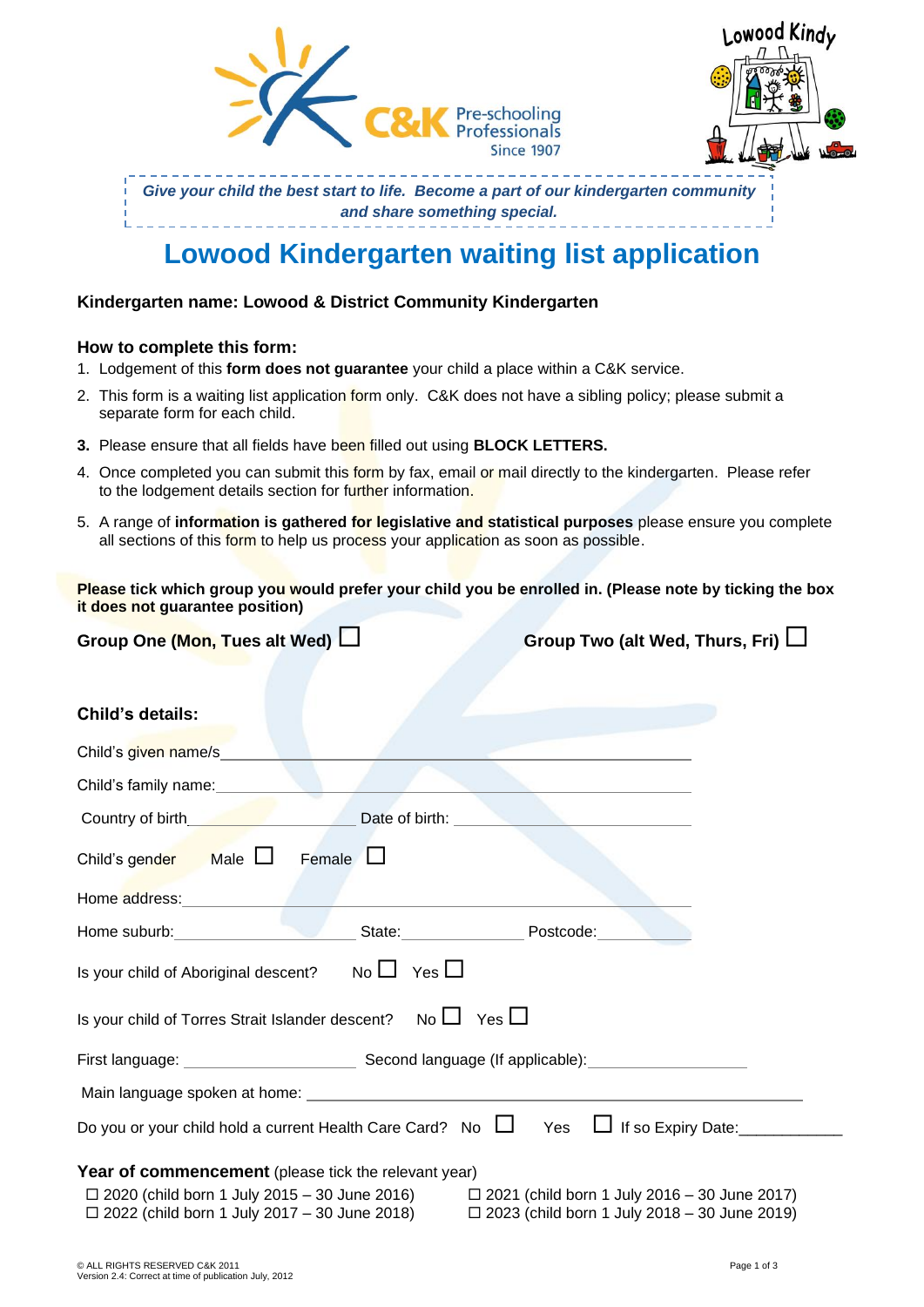*Give your child the best start to life. Become a part of our kindergarten community and share something special.*

# Lowood Kindergarten waiting list application

**Kindergarten name: Lowood & District Community Kindergarten**

### How to complete this form:

1. Lodgement of this **form does not guarantee** your child a place within a C&K service.
2. This form is a waiting list application form only. C&K does not have a sibling policy; please submit a separate form for each child.
3. Please ensure that all fields have been filled out using **BLOCK LETTERS.**
4. Once completed you can submit this form by fax, email or mail directly to the kindergarten. Please refer to the lodgement details section for further information.
5. A range of **information is gathered for legislative and statistical purposes** please ensure you complete all sections of this form to help us process your application as soon as possible.

**Please tick which group you would prefer your child you be enrolled in. (Please note by ticking the box it does not guarantee position)**

**Group One (Mon, Tues alt Wed)** ☐ **Group Two (alt Wed, Thurs, Fri)** ☐

### Child's details:

Child's given name/s\_\_\_\_\_\_\_\_\_\_\_\_\_\_\_\_\_\_\_\_\_\_\_\_\_\_\_\_\_\_\_\_\_\_\_\_\_\_\_\_\_\_\_\_\_\_\_\_

Child's family name:\_\_\_\_\_\_\_\_\_\_\_\_\_\_\_\_\_\_\_\_\_\_\_\_\_\_\_\_\_\_\_\_\_\_\_\_\_\_\_\_\_\_\_\_\_\_\_\_

Country of birth\_\_\_\_\_\_\_\_\_\_\_\_\_\_\_\_\_\_ Date of birth: \_\_\_\_\_\_\_\_\_\_\_\_\_\_\_\_\_\_\_\_\_\_\_\_

Child's gender Male ☐ Female ☐

Home address:\_\_\_\_\_\_\_\_\_\_\_\_\_\_\_\_\_\_\_\_\_\_\_\_\_\_\_\_\_\_\_\_\_\_\_\_\_\_\_\_\_\_\_\_\_\_\_\_\_\_\_\_\_

Home suburb:\_\_\_\_\_\_\_\_\_\_\_\_\_\_\_\_\_\_\_ State:\_\_\_\_\_\_\_\_\_\_\_\_\_ Postcode:\_\_\_\_\_\_\_\_

Is your child of Aboriginal descent? No ☐ Yes ☐

Is your child of Torres Strait Islander descent? No ☐ Yes ☐

First language: \_\_\_\_\_\_\_\_\_\_\_\_\_\_\_\_\_\_ Second language (If applicable):\_\_\_\_\_\_\_\_\_\_\_\_\_\_\_\_\_

Main language spoken at home: \_\_\_\_\_\_\_\_\_\_\_\_\_\_\_\_\_\_\_\_\_\_\_\_\_\_\_\_\_\_\_\_\_\_\_\_\_\_\_\_\_\_\_\_\_\_\_\_\_\_\_\_

Do you or your child hold a current Health Care Card? No ☐ Yes ☐ If so Expiry Date:\_\_\_\_\_\_\_\_\_\_\_\_

**Year of commencement** (please tick the relevant year)

☐ 2020 (child born 1 July 2015 – 30 June 2016) ☐ 2021 (child born 1 July 2016 – 30 June 2017)
☐ 2022 (child born 1 July 2017 – 30 June 2018) ☐ 2023 (child born 1 July 2018 – 30 June 2019)

© ALL RIGHTS RESERVED C&K 2011
Version 2.4: Correct at time of publication July, 2012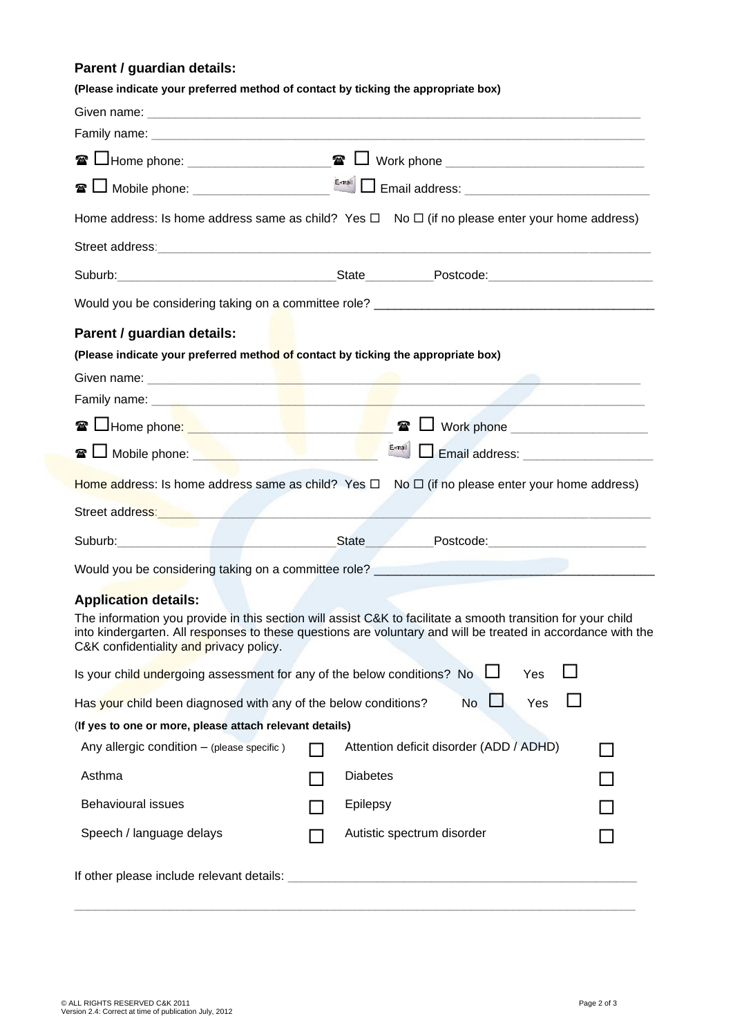## Parent / guardian details:

**(Please indicate your preferred method of contact by ticking the appropriate box)**

Given name: ______________________________________________________________________

Family name: _____________________________________________________________________

☎ ☐ Home phone: ____________________ ☎ ☐ Work phone ____________________________

☎ ☐ Mobile phone: ___________________ ☐ Email address: ___________________________

Home address: Is home address same as child? Yes ☐ No ☐ (if no please enter your home address)

Street address: ____________________________________________________________________

Suburb: ______________________________ State __________ Postcode: ______________________

Would you be considering taking on a committee role? ______________________________________

## Parent / guardian details:

**(Please indicate your preferred method of contact by ticking the appropriate box)**

Given name: ______________________________________________________________________

Family name: _____________________________________________________________________

☎ ☐ Home phone: ____________________________ ☎ ☐ Work phone ____________________

☎ ☐ Mobile phone: __________________________ ☐ Email address: __________________

Home address: Is home address same as child? Yes ☐ No ☐ (if no please enter your home address)

Street address: ____________________________________________________________________

Suburb: ______________________________ State __________ Postcode: ______________________

Would you be considering taking on a committee role? ______________________________________

## Application details:

The information you provide in this section will assist C&K to facilitate a smooth transition for your child into kindergarten. All responses to these questions are voluntary and will be treated in accordance with the C&K confidentiality and privacy policy.

Is your child undergoing assessment for any of the below conditions? No ☐ Yes ☐

Has your child been diagnosed with any of the below conditions? No ☐ Yes ☐

(**If yes to one or more, please attach relevant details)**

| | | | |
|---|---|---|---|
| Any allergic condition – (please specific ) | ☐ | Attention deficit disorder (ADD / ADHD) | ☐ |
| Asthma | ☐ | Diabetes | ☐ |
| Behavioural issues | ☐ | Epilepsy | ☐ |
| Speech / language delays | ☐ | Autistic spectrum disorder | ☐ |

If other please include relevant details: ______________________________________________

__________________________________________________________________________________

© ALL RIGHTS RESERVED C&K 2011
Version 2.4: Correct at time of publication July, 2012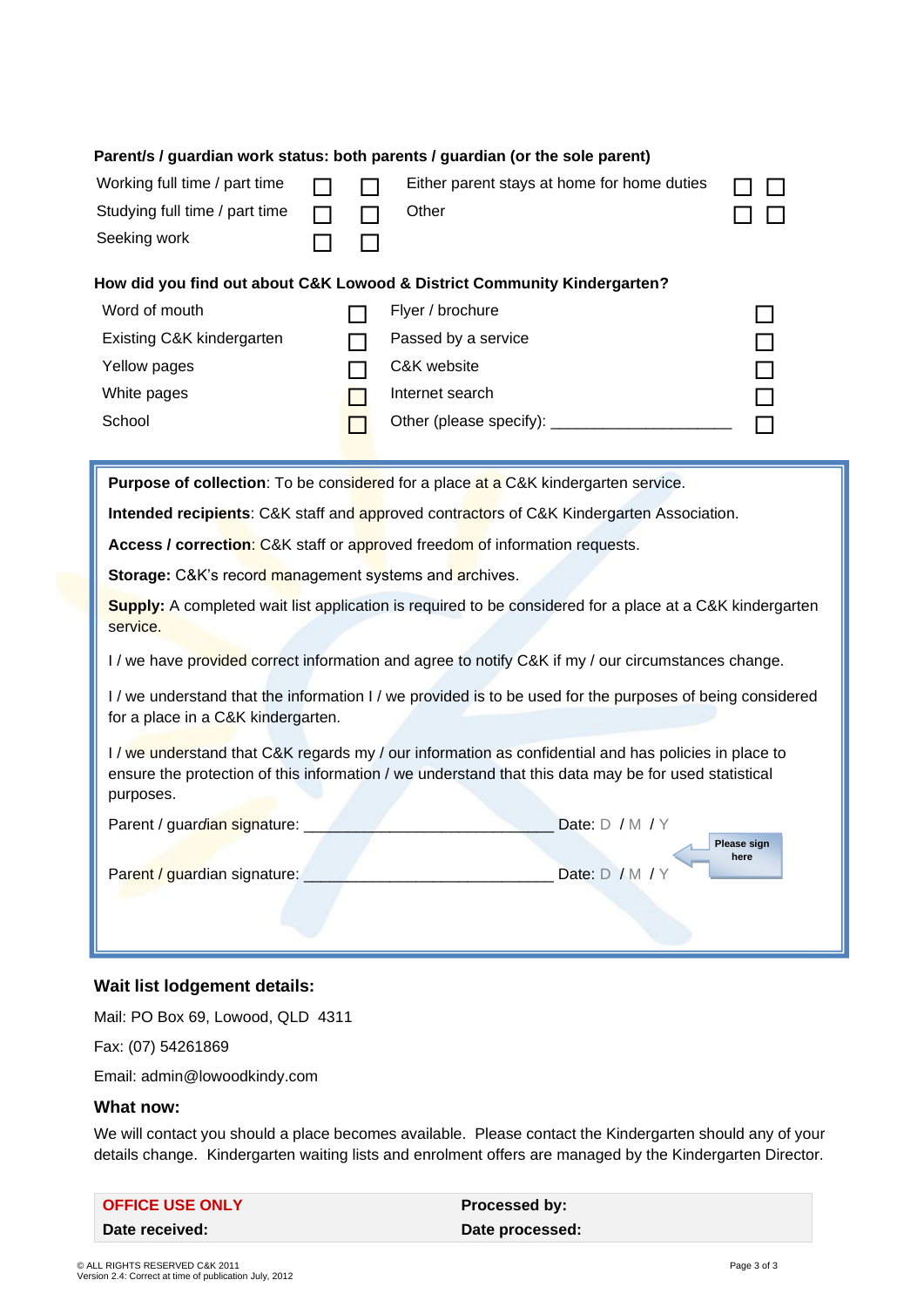**Parent/s / guardian work status: both parents / guardian (or the sole parent)**

| | | | | | | |
|---|---|---|---|---|---|---|
| Working full time / part time | ☐ | ☐ | Either parent stays at home for home duties | ☐ | ☐ |
| Studying full time / part time | ☐ | ☐ | Other | ☐ | ☐ |
| Seeking work | ☐ | ☐ | | | |

**How did you find out about C&K Lowood & District Community Kindergarten?**

| | | | |
|---|---|---|---|
| Word of mouth | ☐ | Flyer / brochure | ☐ |
| Existing C&K kindergarten | ☐ | Passed by a service | ☐ |
| Yellow pages | ☐ | C&K website | ☐ |
| White pages | ☐ | Internet search | ☐ |
| School | ☐ | Other (please specify): ____________________ | ☐ |

**Purpose of collection**: To be considered for a place at a C&K kindergarten service.

**Intended recipients**: C&K staff and approved contractors of C&K Kindergarten Association.

**Access / correction**: C&K staff or approved freedom of information requests.

**Storage:** C&K's record management systems and archives.

**Supply:** A completed wait list application is required to be considered for a place at a C&K kindergarten service.

I / we have provided correct information and agree to notify C&K if my / our circumstances change.

I / we understand that the information I / we provided is to be used for the purposes of being considered for a place in a C&K kindergarten.

I / we understand that C&K regards my / our information as confidential and has policies in place to ensure the protection of this information / we understand that this data may be for used statistical purposes.

Parent / guardian signature: ____________________________ Date: D / M / Y

Please sign here

Parent / guardian signature: ____________________________ Date: D / M / Y

### Wait list lodgement details:

Mail: PO Box 69, Lowood, QLD 4311

Fax: (07) 54261869

Email: admin@lowoodkindy.com

### What now:

We will contact you should a place becomes available. Please contact the Kindergarten should any of your details change. Kindergarten waiting lists and enrolment offers are managed by the Kindergarten Director.

| | |
|---|---|
| **OFFICE USE ONLY** | **Processed by:** |
| **Date received:** | **Date processed:** |

© ALL RIGHTS RESERVED C&K 2011
Version 2.4: Correct at time of publication July, 2012